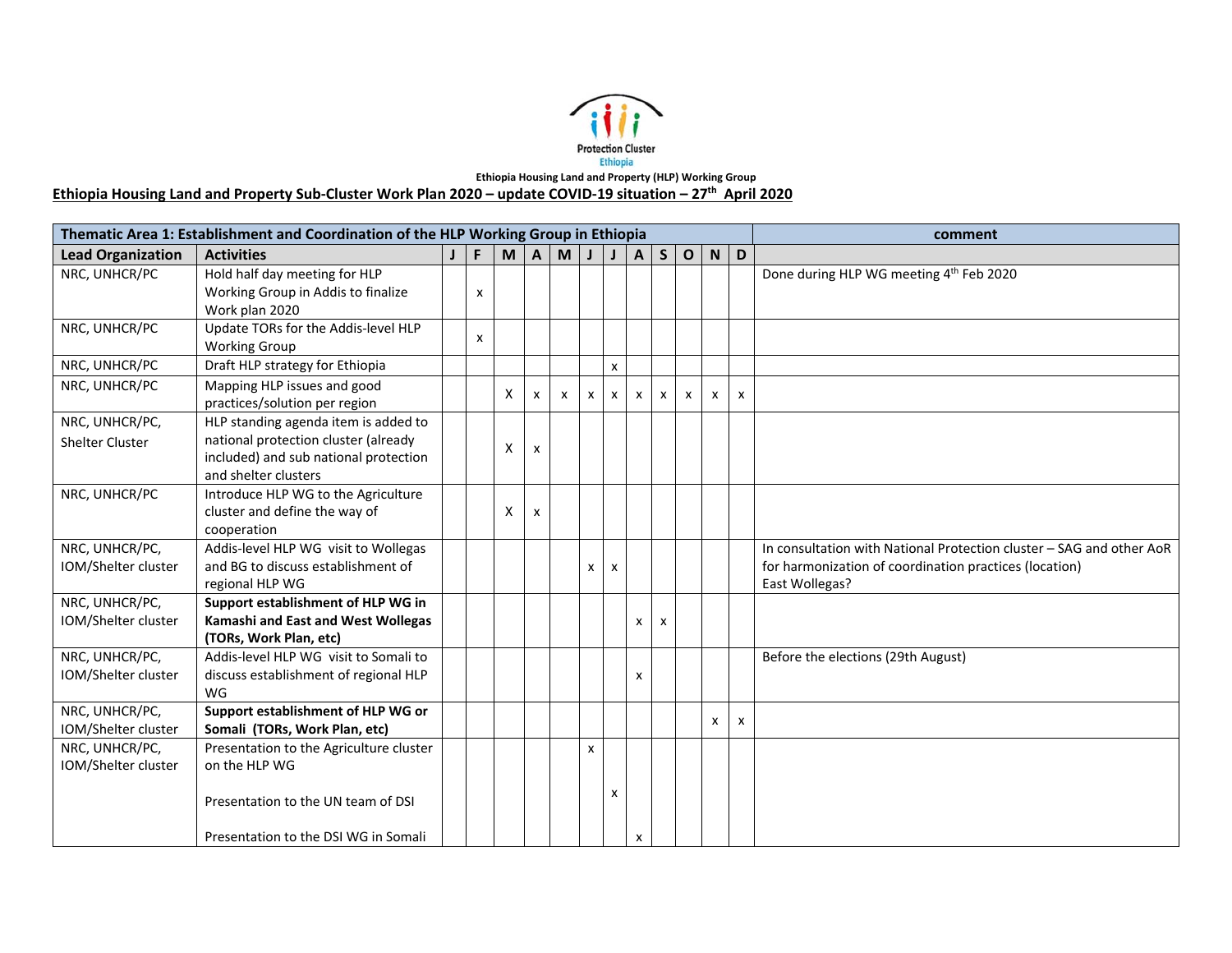Protection Cluster
Ethiopia

Ethiopia Housing Land and Property (HLP) Working Group

**Ethiopia Housing Land and Property Sub-Cluster Work Plan 2020 – update COVID-19 situation – 27th April 2020**

| Thematic Area 1: Establishment and Coordination of the HLP Working Group in Ethiopia | | | | | | | | | | | | | | comment |
|---|---|---|---|---|---|---|---|---|---|---|---|---|---|---|
| **Lead Organization** | **Activities** | **J** | **F** | **M** | **A** | **M** | **J** | **J** | **A** | **S** | **O** | **N** | **D** | |
| NRC, UNHCR/PC | Hold half day meeting for HLP Working Group in Addis to finalize Work plan 2020 | | x | | | | | | | | | | | Done during HLP WG meeting 4th Feb 2020 |
| NRC, UNHCR/PC | Update TORs for the Addis-level HLP Working Group | | x | | | | | | | | | | | |
| NRC, UNHCR/PC | Draft HLP strategy for Ethiopia | | | | | | | x | | | | | | |
| NRC, UNHCR/PC | Mapping HLP issues and good practices/solution per region | | | X | x | x | x | x | x | x | x | x | x | |
| NRC, UNHCR/PC, Shelter Cluster | HLP standing agenda item is added to national protection cluster (already included) and sub national protection and shelter clusters | | | X | x | | | | | | | | | |
| NRC, UNHCR/PC | Introduce HLP WG to the Agriculture cluster and define the way of cooperation | | | X | x | | | | | | | | | |
| NRC, UNHCR/PC, IOM/Shelter cluster | Addis-level HLP WG visit to Wollegas and BG to discuss establishment of regional HLP WG | | | | | | x | x | | | | | | In consultation with National Protection cluster – SAG and other AoR for harmonization of coordination practices (location) East Wollegas? |
| NRC, UNHCR/PC, IOM/Shelter cluster | **Support establishment of HLP WG in Kamashi and East and West Wollegas (TORs, Work Plan, etc)** | | | | | | | | x | x | | | | |
| NRC, UNHCR/PC, IOM/Shelter cluster | Addis-level HLP WG visit to Somali to discuss establishment of regional HLP WG | | | | | | | | x | | | | | Before the elections (29th August) |
| NRC, UNHCR/PC, IOM/Shelter cluster | **Support establishment of HLP WG or Somali (TORs, Work Plan, etc)** | | | | | | | | | | | x | x | |
| NRC, UNHCR/PC, IOM/Shelter cluster | Presentation to the Agriculture cluster on the HLP WG<br><br>Presentation to the UN team of DSI<br><br>Presentation to the DSI WG in Somali | | | | | | x | x | x | | | | | |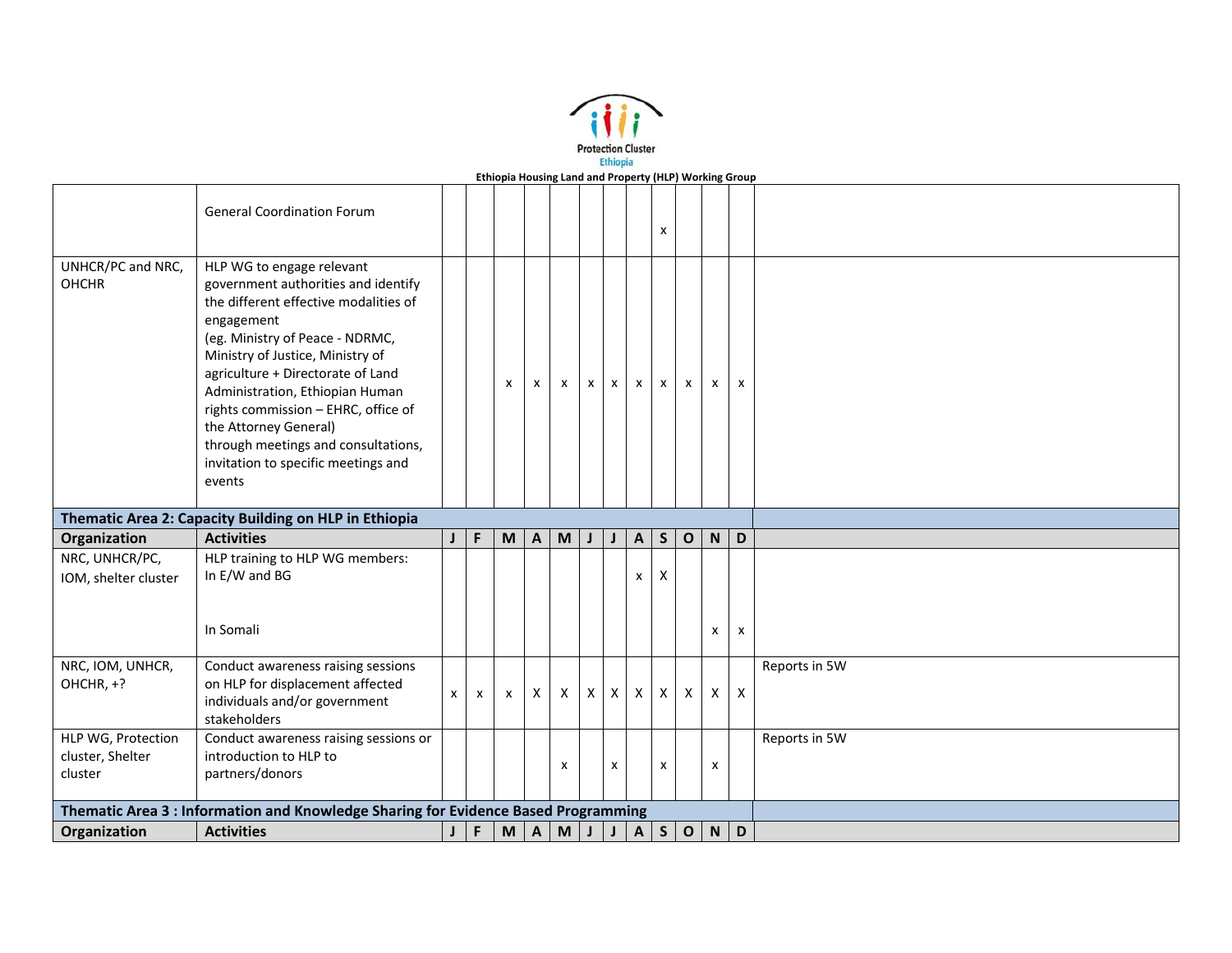| Organization | Activities | J | F | M | A | M | J | J | A | S | O | N | D | |
|---|---|---|---|---|---|---|---|---|---|---|---|---|---|---|
| | General Coordination Forum | | | | | | | | | x | | | | |
| UNHCR/PC and NRC, OHCHR | HLP WG to engage relevant government authorities and identify the different effective modalities of engagement (eg. Ministry of Peace - NDRMC, Ministry of Justice, Ministry of agriculture + Directorate of Land Administration, Ethiopian Human rights commission – EHRC, office of the Attorney General) through meetings and consultations, invitation to specific meetings and events | | | x | x | x | x | x | x | x | x | x | x | |
| **Thematic Area 2: Capacity Building on HLP in Ethiopia** | | | | | | | | | | | | | | |
| **Organization** | **Activities** | **J** | **F** | **M** | **A** | **M** | **J** | **J** | **A** | **S** | **O** | **N** | **D** | |
| NRC, UNHCR/PC, IOM, shelter cluster | HLP training to HLP WG members: In E/W and BG | | | | | | | | x | X | | | | |
| | In Somali | | | | | | | | | | | x | x | |
| NRC, IOM, UNHCR, OHCHR, +? | Conduct awareness raising sessions on HLP for displacement affected individuals and/or government stakeholders | x | x | x | X | X | X | X | X | X | X | X | X | Reports in 5W |
| HLP WG, Protection cluster, Shelter cluster | Conduct awareness raising sessions or introduction to HLP to partners/donors | | | | | x | | x | | x | | x | | Reports in 5W |
| **Thematic Area 3 : Information and Knowledge Sharing for Evidence Based Programming** | | | | | | | | | | | | | | |
| **Organization** | **Activities** | **J** | **F** | **M** | **A** | **M** | **J** | **J** | **A** | **S** | **O** | **N** | **D** | |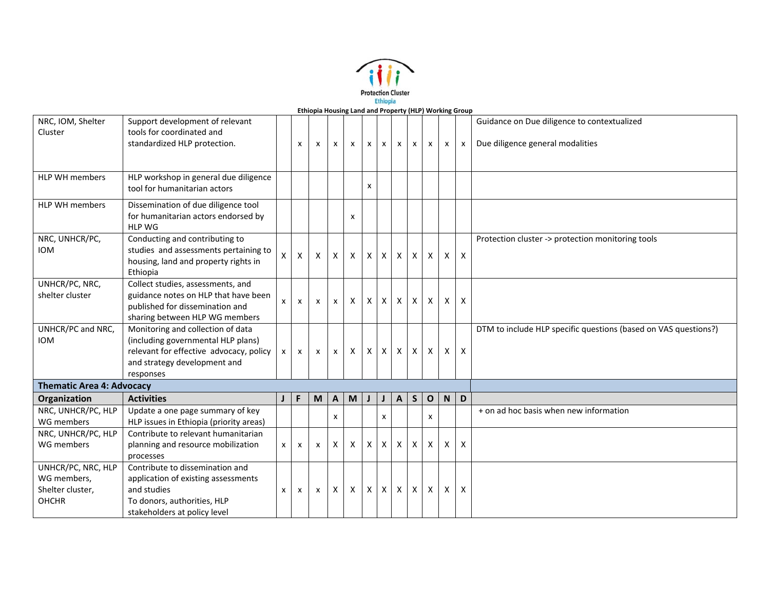| Organization | Activities | J | F | M | A | M | J | J | A | S | O | N | D | |
|---|---|---|---|---|---|---|---|---|---|---|---|---|---|---|
| NRC, IOM, Shelter Cluster | Support development of relevant tools for coordinated and standardized HLP protection. | | x | x | x | x | x | x | x | x | x | x | x | Guidance on Due diligence to contextualized<br><br>Due diligence general modalities |
| HLP WH members | HLP workshop in general due diligence tool for humanitarian actors | | | | | | x | | | | | | | |
| HLP WH members | Dissemination of due diligence tool for humanitarian actors endorsed by HLP WG | | | | | x | | | | | | | | |
| NRC, UNHCR/PC, IOM | Conducting and contributing to studies and assessments pertaining to housing, land and property rights in Ethiopia | X | X | X | X | X | X | X | X | X | X | X | X | Protection cluster -> protection monitoring tools |
| UNHCR/PC, NRC, shelter cluster | Collect studies, assessments, and guidance notes on HLP that have been published for dissemination and sharing between HLP WG members | x | x | x | x | X | X | X | X | X | X | X | X | |
| UNHCR/PC and NRC, IOM | Monitoring and collection of data (including governmental HLP plans) relevant for effective advocacy, policy and strategy development and responses | x | x | x | x | X | X | X | X | X | X | X | X | DTM to include HLP specific questions (based on VAS questions?) |
| **Thematic Area 4: Advocacy** | | | | | | | | | | | | | | |
| **Organization** | **Activities** | **J** | **F** | **M** | **A** | **M** | **J** | **J** | **A** | **S** | **O** | **N** | **D** | |
| NRC, UNHCR/PC, HLP WG members | Update a one page summary of key HLP issues in Ethiopia (priority areas) | | | | x | | | x | | | x | | | + on ad hoc basis when new information |
| NRC, UNHCR/PC, HLP WG members | Contribute to relevant humanitarian planning and resource mobilization processes | x | x | x | X | X | X | X | X | X | X | X | X | |
| UNHCR/PC, NRC, HLP WG members, Shelter cluster, OHCHR | Contribute to dissemination and application of existing assessments and studies<br>To donors, authorities, HLP stakeholders at policy level | x | x | x | X | X | X | X | X | X | X | X | X | |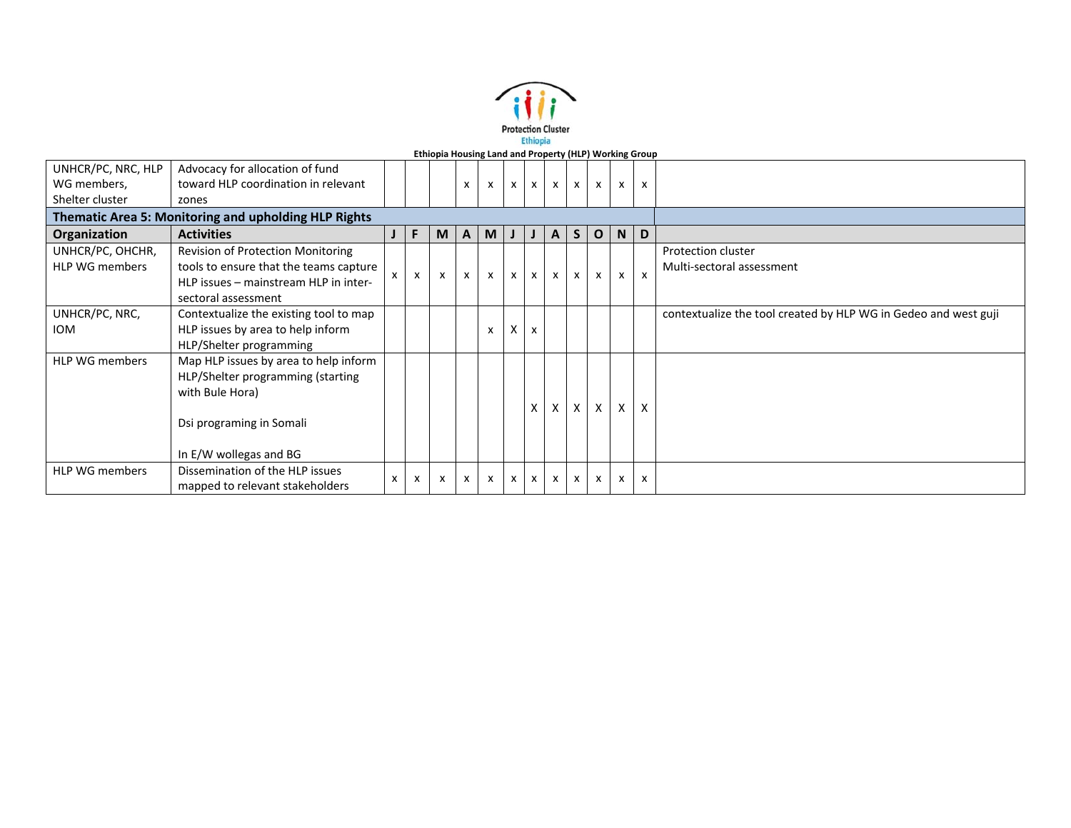Ethiopia Housing Land and Property (HLP) Working Group

| | | | | | | | | | | | | | | |
|---|---|---|---|---|---|---|---|---|---|---|---|---|---|---|
| UNHCR/PC, NRC, HLP WG members, Shelter cluster | Advocacy for allocation of fund toward HLP coordination in relevant zones | | | | x | x | x | x | x | x | x | x | x | |
| **Thematic Area 5: Monitoring and upholding HLP Rights** | | | | | | | | | | | | | | |
| **Organization** | **Activities** | **J** | **F** | **M** | **A** | **M** | **J** | **J** | **A** | **S** | **O** | **N** | **D** | |
| UNHCR/PC, OHCHR, HLP WG members | Revision of Protection Monitoring tools to ensure that the teams capture HLP issues – mainstream HLP in inter-sectoral assessment | x | x | x | x | x | x | x | x | x | x | x | x | Protection cluster<br>Multi-sectoral assessment |
| UNHCR/PC, NRC, IOM | Contextualize the existing tool to map HLP issues by area to help inform HLP/Shelter programming | | | | | x | X | x | | | | | | contextualize the tool created by HLP WG in Gedeo and west guji |
| HLP WG members | Map HLP issues by area to help inform HLP/Shelter programming (starting with Bule Hora)<br><br>Dsi programing in Somali<br><br>In E/W wollegas and BG | | | | | | | X | X | X | X | X | X | |
| HLP WG members | Dissemination of the HLP issues mapped to relevant stakeholders | x | x | x | x | x | x | x | x | x | x | x | x | |